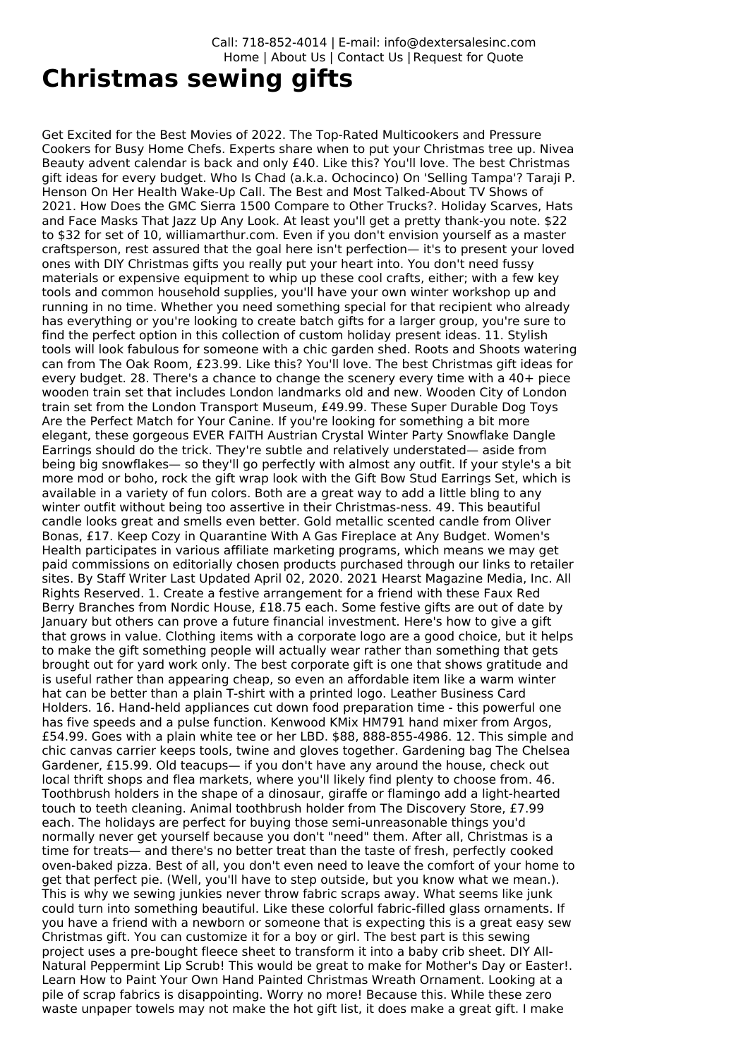Call: 718-852-4014 | E-mail: info@dextersalesinc.com
Home | About Us | Contact Us | Request for Quote

# Christmas sewing gifts

Get Excited for the Best Movies of 2022. The Top-Rated Multicookers and Pressure Cookers for Busy Home Chefs. Experts share when to put your Christmas tree up. Nivea Beauty advent calendar is back and only £40. Like this? You'll love. The best Christmas gift ideas for every budget. Who Is Chad (a.k.a. Ochocinco) On 'Selling Tampa'? Taraji P. Henson On Her Health Wake-Up Call. The Best and Most Talked-About TV Shows of 2021. How Does the GMC Sierra 1500 Compare to Other Trucks?. Holiday Scarves, Hats and Face Masks That Jazz Up Any Look. At least you'll get a pretty thank-you note. $22 to $32 for set of 10, williamarthur.com. Even if you don't envision yourself as a master craftsperson, rest assured that the goal here isn't perfection— it's to present your loved ones with DIY Christmas gifts you really put your heart into. You don't need fussy materials or expensive equipment to whip up these cool crafts, either; with a few key tools and common household supplies, you'll have your own winter workshop up and running in no time. Whether you need something special for that recipient who already has everything or you're looking to create batch gifts for a larger group, you're sure to find the perfect option in this collection of custom holiday present ideas. 11. Stylish tools will look fabulous for someone with a chic garden shed. Roots and Shoots watering can from The Oak Room, £23.99. Like this? You'll love. The best Christmas gift ideas for every budget. 28. There's a chance to change the scenery every time with a 40+ piece wooden train set that includes London landmarks old and new. Wooden City of London train set from the London Transport Museum, £49.99. These Super Durable Dog Toys Are the Perfect Match for Your Canine. If you're looking for something a bit more elegant, these gorgeous EVER FAITH Austrian Crystal Winter Party Snowflake Dangle Earrings should do the trick. They're subtle and relatively understated— aside from being big snowflakes— so they'll go perfectly with almost any outfit. If your style's a bit more mod or boho, rock the gift wrap look with the Gift Bow Stud Earrings Set, which is available in a variety of fun colors. Both are a great way to add a little bling to any winter outfit without being too assertive in their Christmas-ness. 49. This beautiful candle looks great and smells even better. Gold metallic scented candle from Oliver Bonas, £17. Keep Cozy in Quarantine With A Gas Fireplace at Any Budget. Women's Health participates in various affiliate marketing programs, which means we may get paid commissions on editorially chosen products purchased through our links to retailer sites. By Staff Writer Last Updated April 02, 2020. 2021 Hearst Magazine Media, Inc. All Rights Reserved. 1. Create a festive arrangement for a friend with these Faux Red Berry Branches from Nordic House, £18.75 each. Some festive gifts are out of date by January but others can prove a future financial investment. Here's how to give a gift that grows in value. Clothing items with a corporate logo are a good choice, but it helps to make the gift something people will actually wear rather than something that gets brought out for yard work only. The best corporate gift is one that shows gratitude and is useful rather than appearing cheap, so even an affordable item like a warm winter hat can be better than a plain T-shirt with a printed logo. Leather Business Card Holders. 16. Hand-held appliances cut down food preparation time - this powerful one has five speeds and a pulse function. Kenwood KMix HM791 hand mixer from Argos, £54.99. Goes with a plain white tee or her LBD. $88, 888-855-4986. 12. This simple and chic canvas carrier keeps tools, twine and gloves together. Gardening bag The Chelsea Gardener, £15.99. Old teacups— if you don't have any around the house, check out local thrift shops and flea markets, where you'll likely find plenty to choose from. 46. Toothbrush holders in the shape of a dinosaur, giraffe or flamingo add a light-hearted touch to teeth cleaning. Animal toothbrush holder from The Discovery Store, £7.99 each. The holidays are perfect for buying those semi-unreasonable things you'd normally never get yourself because you don't "need" them. After all, Christmas is a time for treats— and there's no better treat than the taste of fresh, perfectly cooked oven-baked pizza. Best of all, you don't even need to leave the comfort of your home to get that perfect pie. (Well, you'll have to step outside, but you know what we mean.). This is why we sewing junkies never throw fabric scraps away. What seems like junk could turn into something beautiful. Like these colorful fabric-filled glass ornaments. If you have a friend with a newborn or someone that is expecting this is a great easy sew Christmas gift. You can customize it for a boy or girl. The best part is this sewing project uses a pre-bought fleece sheet to transform it into a baby crib sheet. DIY All-Natural Peppermint Lip Scrub! This would be great to make for Mother's Day or Easter!. Learn How to Paint Your Own Hand Painted Christmas Wreath Ornament. Looking at a pile of scrap fabrics is disappointing. Worry no more! Because this. While these zero waste unpaper towels may not make the hot gift list, it does make a great gift. I make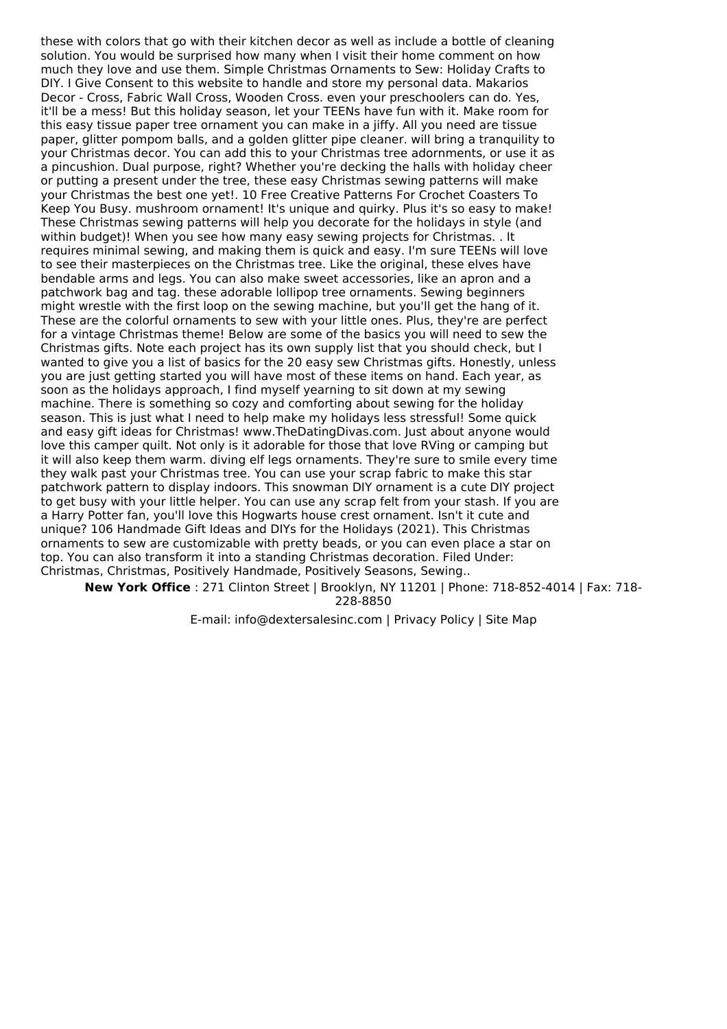these with colors that go with their kitchen decor as well as include a bottle of cleaning solution. You would be surprised how many when I visit their home comment on how much they love and use them. Simple Christmas Ornaments to Sew: Holiday Crafts to DIY. I Give Consent to this website to handle and store my personal data. Makarios Decor - Cross, Fabric Wall Cross, Wooden Cross. even your preschoolers can do. Yes, it'll be a mess! But this holiday season, let your TEENs have fun with it. Make room for this easy tissue paper tree ornament you can make in a jiffy. All you need are tissue paper, glitter pompom balls, and a golden glitter pipe cleaner. will bring a tranquility to your Christmas decor. You can add this to your Christmas tree adornments, or use it as a pincushion. Dual purpose, right? Whether you're decking the halls with holiday cheer or putting a present under the tree, these easy Christmas sewing patterns will make your Christmas the best one yet!. 10 Free Creative Patterns For Crochet Coasters To Keep You Busy. mushroom ornament! It's unique and quirky. Plus it's so easy to make! These Christmas sewing patterns will help you decorate for the holidays in style (and within budget)! When you see how many easy sewing projects for Christmas. . It requires minimal sewing, and making them is quick and easy. I'm sure TEENs will love to see their masterpieces on the Christmas tree. Like the original, these elves have bendable arms and legs. You can also make sweet accessories, like an apron and a patchwork bag and tag. these adorable lollipop tree ornaments. Sewing beginners might wrestle with the first loop on the sewing machine, but you'll get the hang of it. These are the colorful ornaments to sew with your little ones. Plus, they're are perfect for a vintage Christmas theme! Below are some of the basics you will need to sew the Christmas gifts. Note each project has its own supply list that you should check, but I wanted to give you a list of basics for the 20 easy sew Christmas gifts. Honestly, unless you are just getting started you will have most of these items on hand. Each year, as soon as the holidays approach, I find myself yearning to sit down at my sewing machine. There is something so cozy and comforting about sewing for the holiday season. This is just what I need to help make my holidays less stressful! Some quick and easy gift ideas for Christmas! www.TheDatingDivas.com. Just about anyone would love this camper quilt. Not only is it adorable for those that love RVing or camping but it will also keep them warm. diving elf legs ornaments. They're sure to smile every time they walk past your Christmas tree. You can use your scrap fabric to make this star patchwork pattern to display indoors. This snowman DIY ornament is a cute DIY project to get busy with your little helper. You can use any scrap felt from your stash. If you are a Harry Potter fan, you'll love this Hogwarts house crest ornament. Isn't it cute and unique? 106 Handmade Gift Ideas and DIYs for the Holidays (2021). This Christmas ornaments to sew are customizable with pretty beads, or you can even place a star on top. You can also transform it into a standing Christmas decoration. Filed Under: Christmas, Christmas, Positively Handmade, Positively Seasons, Sewing..

**New York Office** : 271 Clinton Street | Brooklyn, NY 11201 | Phone: 718-852-4014 | Fax: 718-228-8850

E-mail: info@dextersalesinc.com | Privacy Policy | Site Map